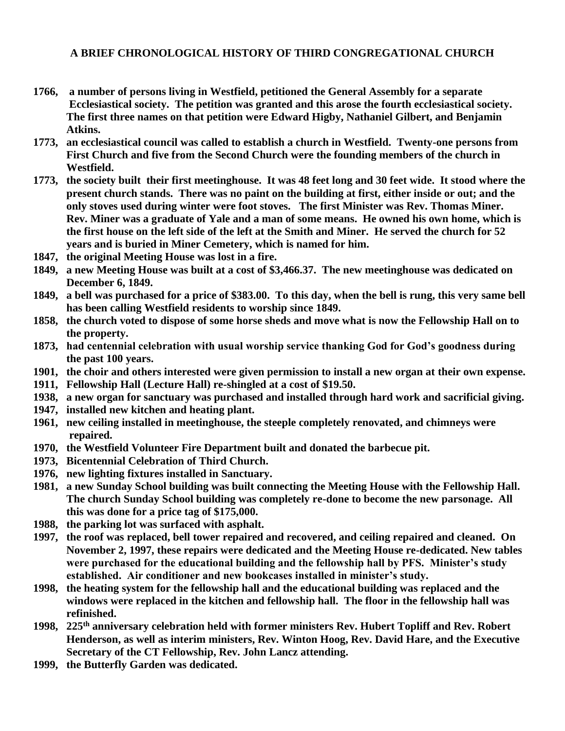**A BRIEF CHRONOLOGICAL HISTORY OF THIRD CONGREGATIONAL CHURCH**

**1766, a number of persons living in Westfield, petitioned the General Assembly for a separate Ecclesiastical society. The petition was granted and this arose the fourth ecclesiastical society. The first three names on that petition were Edward Higby, Nathaniel Gilbert, and Benjamin Atkins.**

**1773, an ecclesiastical council was called to establish a church in Westfield. Twenty-one persons from First Church and five from the Second Church were the founding members of the church in Westfield.**

**1773, the society built their first meetinghouse. It was 48 feet long and 30 feet wide. It stood where the present church stands. There was no paint on the building at first, either inside or out; and the only stoves used during winter were foot stoves. The first Minister was Rev. Thomas Miner. Rev. Miner was a graduate of Yale and a man of some means. He owned his own home, which is the first house on the left side of the left at the Smith and Miner. He served the church for 52 years and is buried in Miner Cemetery, which is named for him.**

**1847, the original Meeting House was lost in a fire.**

**1849, a new Meeting House was built at a cost of $3,466.37. The new meetinghouse was dedicated on December 6, 1849.**

**1849, a bell was purchased for a price of $383.00. To this day, when the bell is rung, this very same bell has been calling Westfield residents to worship since 1849.**

**1858, the church voted to dispose of some horse sheds and move what is now the Fellowship Hall on to the property.**

**1873, had centennial celebration with usual worship service thanking God for God's goodness during the past 100 years.**

**1901, the choir and others interested were given permission to install a new organ at their own expense.**

**1911, Fellowship Hall (Lecture Hall) re-shingled at a cost of $19.50.**

**1938, a new organ for sanctuary was purchased and installed through hard work and sacrificial giving.**

**1947, installed new kitchen and heating plant.**

**1961, new ceiling installed in meetinghouse, the steeple completely renovated, and chimneys were repaired.**

**1970, the Westfield Volunteer Fire Department built and donated the barbecue pit.**

**1973, Bicentennial Celebration of Third Church.**

**1976, new lighting fixtures installed in Sanctuary.**

**1981, a new Sunday School building was built connecting the Meeting House with the Fellowship Hall. The church Sunday School building was completely re-done to become the new parsonage. All this was done for a price tag of $175,000.**

**1988, the parking lot was surfaced with asphalt.**

**1997, the roof was replaced, bell tower repaired and recovered, and ceiling repaired and cleaned. On November 2, 1997, these repairs were dedicated and the Meeting House re-dedicated. New tables were purchased for the educational building and the fellowship hall by PFS. Minister's study established. Air conditioner and new bookcases installed in minister's study.**

**1998, the heating system for the fellowship hall and the educational building was replaced and the windows were replaced in the kitchen and fellowship hall. The floor in the fellowship hall was refinished.**

**1998, 225th anniversary celebration held with former ministers Rev. Hubert Topliff and Rev. Robert Henderson, as well as interim ministers, Rev. Winton Hoog, Rev. David Hare, and the Executive Secretary of the CT Fellowship, Rev. John Lancz attending.**

**1999, the Butterfly Garden was dedicated.**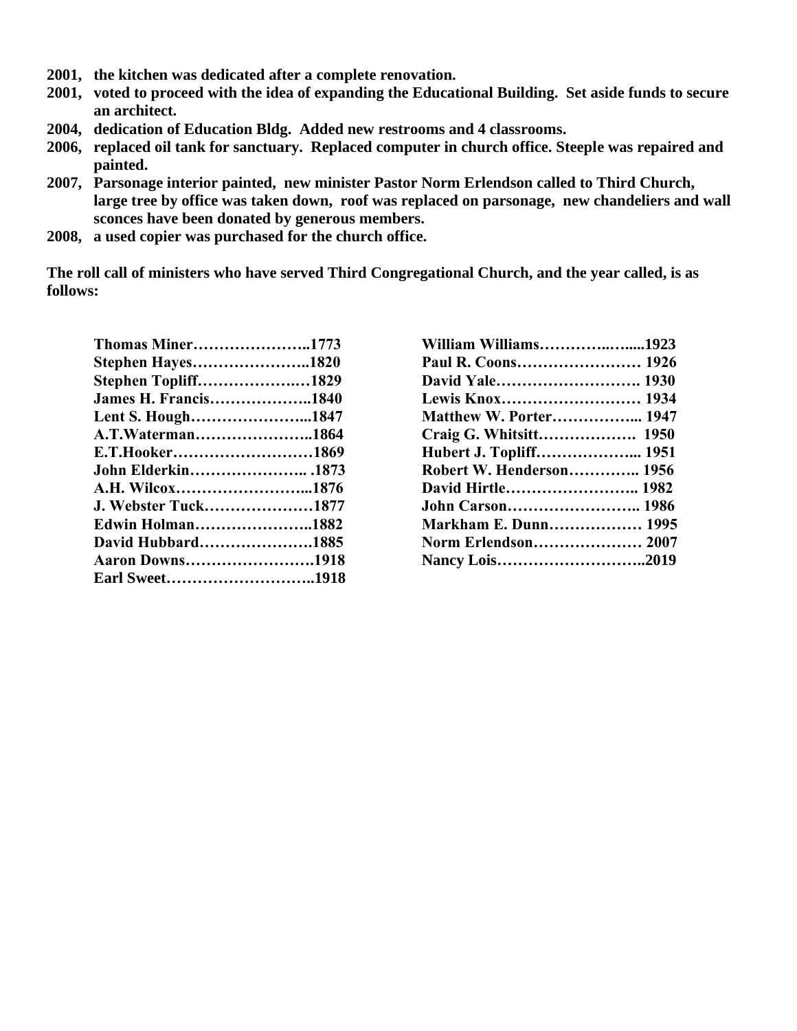**2001, the kitchen was dedicated after a complete renovation.**

**2001, voted to proceed with the idea of expanding the Educational Building. Set aside funds to secure an architect.**

**2004, dedication of Education Bldg. Added new restrooms and 4 classrooms.**

**2006, replaced oil tank for sanctuary. Replaced computer in church office. Steeple was repaired and painted.**

**2007, Parsonage interior painted, new minister Pastor Norm Erlendson called to Third Church, large tree by office was taken down, roof was replaced on parsonage, new chandeliers and wall sconces have been donated by generous members.**

**2008, a used copier was purchased for the church office.**

**The roll call of ministers who have served Third Congregational Church, and the year called, is as follows:**

**Thomas Miner…………………..1773**
**Stephen Hayes…………………..1820**
**Stephen Topliff………………..…1829**
**James H. Francis………………..1840**
**Lent S. Hough…………………...1847**
**A.T.Waterman…………………..1864**
**E.T.Hooker………………………1869**
**John Elderkin………………….. .1873**
**A.H. Wilcox……………………...1876**
**J. Webster Tuck…………………1877**
**Edwin Holman…………………..1882**
**David Hubbard………………….1885**
**Aaron Downs…………………….1918**
**Earl Sweet………………………..1918**
**William Williams…………..….....1923**
**Paul R. Coons…………………… 1926**
**David Yale………………………. 1930**
**Lewis Knox……………………… 1934**
**Matthew W. Porter……………... 1947**
**Craig G. Whitsitt………………. 1950**
**Hubert J. Topliff………………... 1951**
**Robert W. Henderson………….. 1956**
**David Hirtle…………………….. 1982**
**John Carson…………………….. 1986**
**Markham E. Dunn……………… 1995**
**Norm Erlendson………………… 2007**
**Nancy Lois………………………..2019**